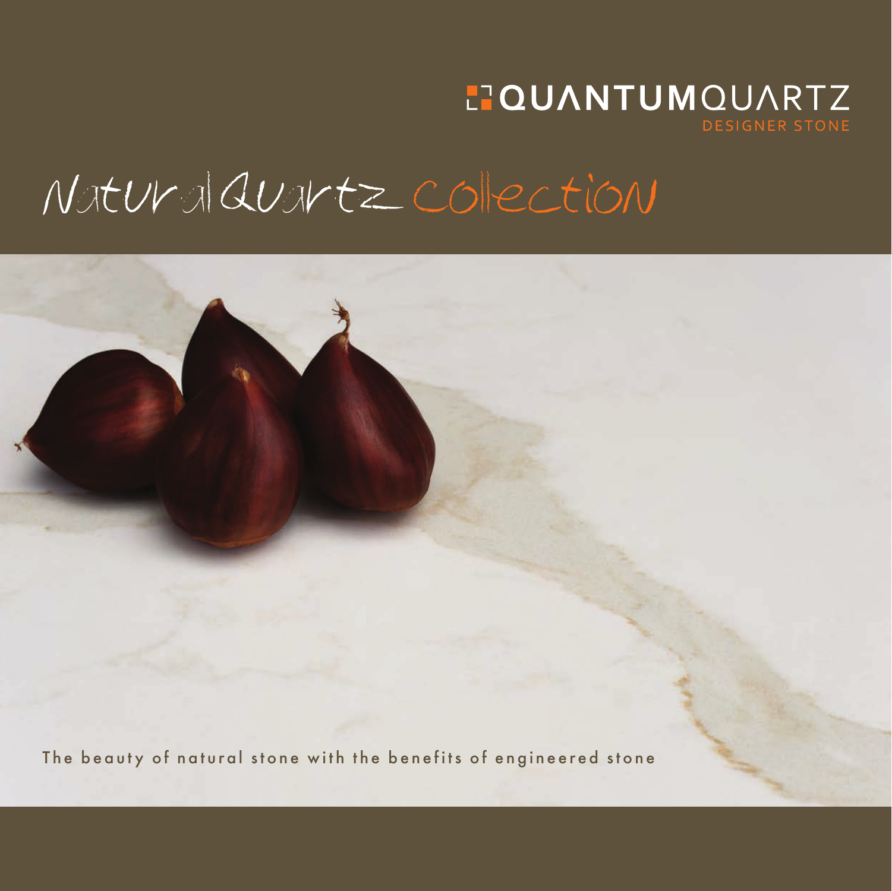QUANTUMQUARTZ
DESIGNER STONE

# Natural Quartz Collection

The beauty of natural stone with the benefits of engineered stone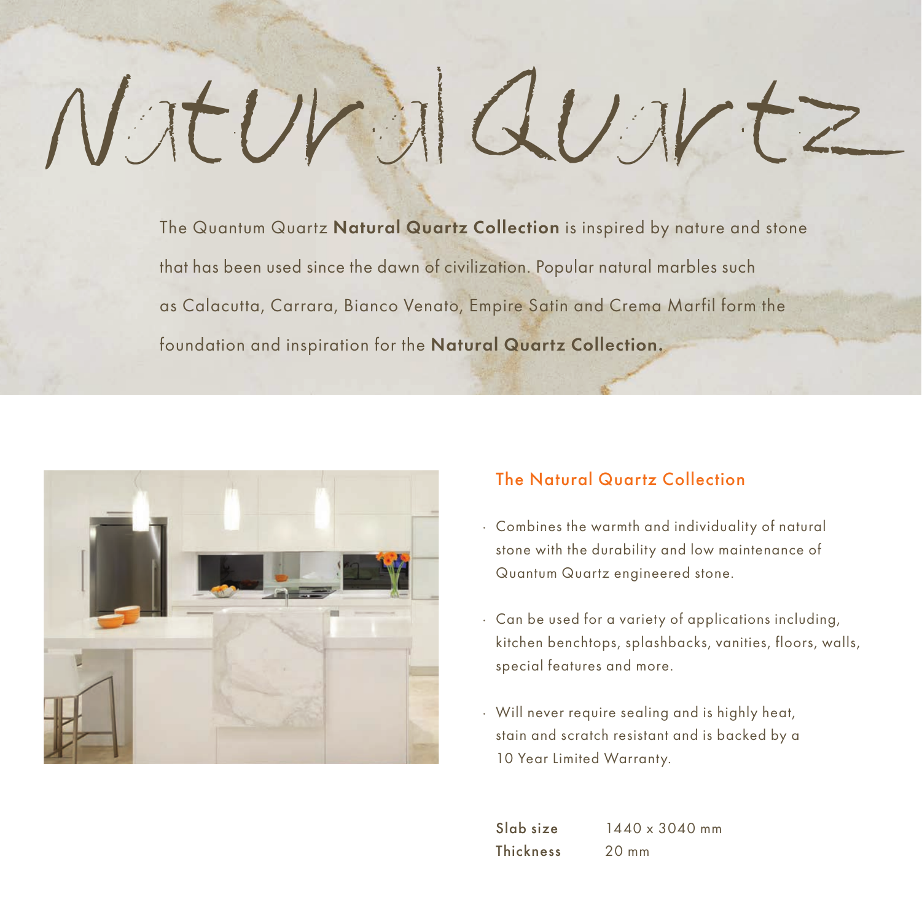# Natural Quartz

The Quantum Quartz **Natural Quartz Collection** is inspired by nature and stone that has been used since the dawn of civilization. Popular natural marbles such as Calacutta, Carrara, Bianco Venato, Empire Satin and Crema Marfil form the foundation and inspiration for the **Natural Quartz Collection.**

## The Natural Quartz Collection

- Combines the warmth and individuality of natural stone with the durability and low maintenance of Quantum Quartz engineered stone.
- Can be used for a variety of applications including, kitchen benchtops, splashbacks, vanities, floors, walls, special features and more.
- Will never require sealing and is highly heat, stain and scratch resistant and is backed by a 10 Year Limited Warranty.

| | |
|---|---|
| **Slab size** | 1440 x 3040 mm |
| **Thickness** | 20 mm |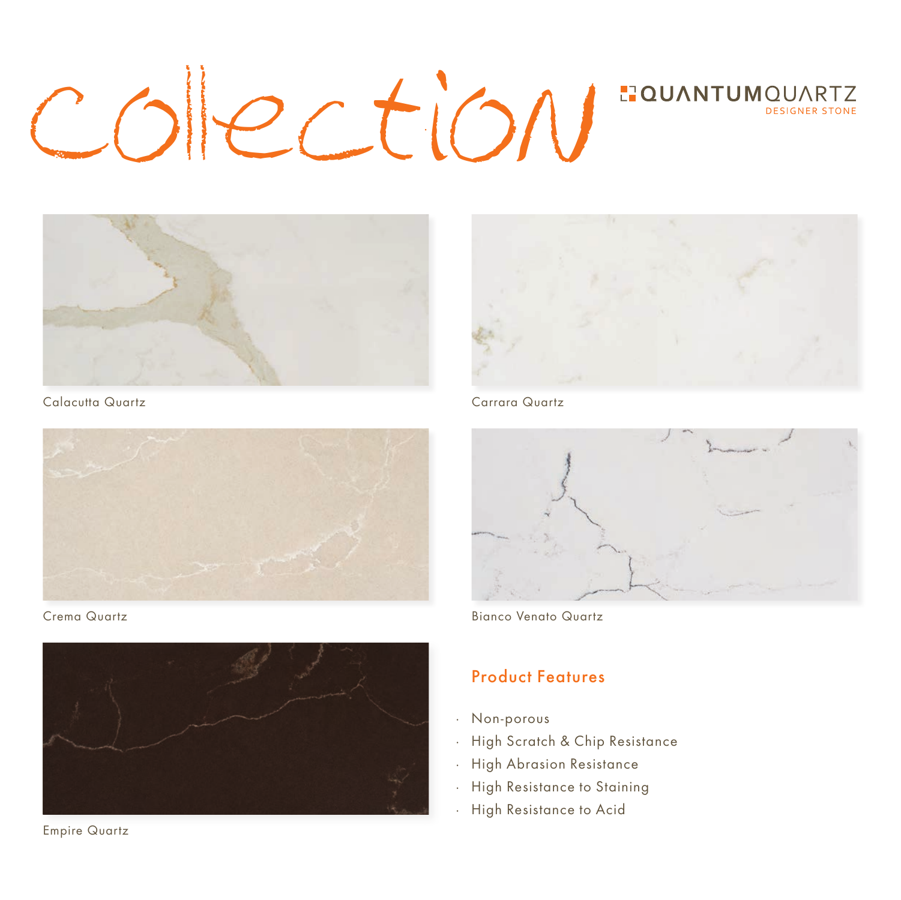# Collection

QUANTUMQUARTZ
DESIGNER STONE

Calacutta Quartz

Carrara Quartz

Crema Quartz

Bianco Venato Quartz

Empire Quartz

## Product Features

- Non-porous
- High Scratch & Chip Resistance
- High Abrasion Resistance
- High Resistance to Staining
- High Resistance to Acid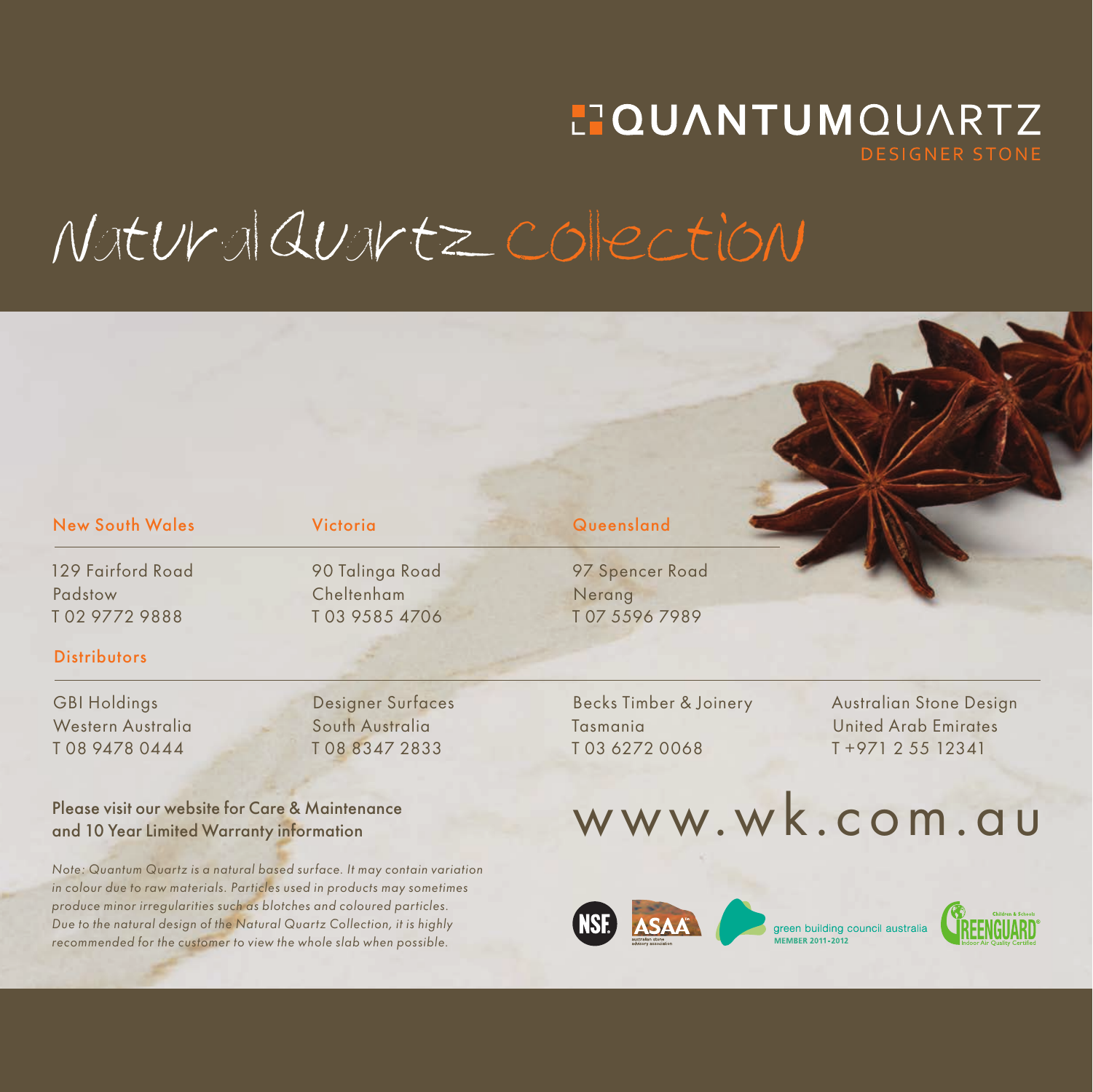# QUANTUMQUARTZ

DESIGNER STONE

## Natural Quartz Collection

### New South Wales

129 Fairford Road
Padstow
T 02 9772 9888

### Victoria

90 Talinga Road
Cheltenham
T 03 9585 4706

### Queensland

97 Spencer Road
Nerang
T 07 5596 7989

### Distributors

GBI Holdings
Western Australia
T 08 9478 0444

Designer Surfaces
South Australia
T 08 8347 2833

Becks Timber & Joinery
Tasmania
T 03 6272 0068

Australian Stone Design
United Arab Emirates
T +971 2 55 12341

**Please visit our website for Care & Maintenance and 10 Year Limited Warranty information**

*Note: Quantum Quartz is a natural based surface. It may contain variation in colour due to raw materials. Particles used in products may sometimes produce minor irregularities such as blotches and coloured particles. Due to the natural design of the Natural Quartz Collection, it is highly recommended for the customer to view the whole slab when possible.*

www.wk.com.au

NSF ASAA australian stone advisory association

green building council australia MEMBER 2011-2012

Children & Schools GREENGUARD Indoor Air Quality Certified